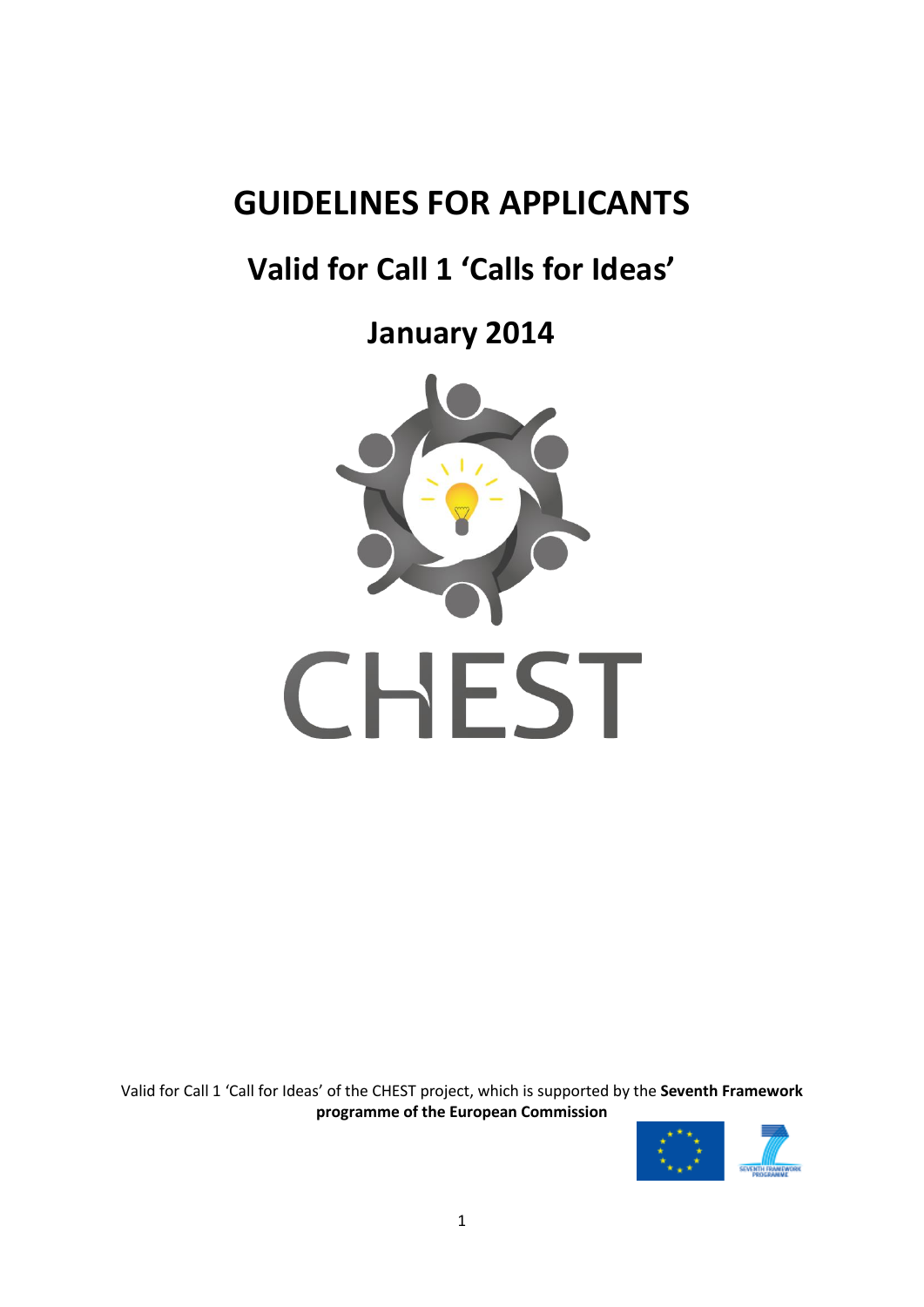# GUIDELINES FOR APPLICANTS

## Valid for Call 1 'Calls for Ideas'

## January 2014

CHEST

Valid for Call 1 'Call for Ideas' of the CHEST project, which is supported by the **Seventh Framework programme of the European Commission**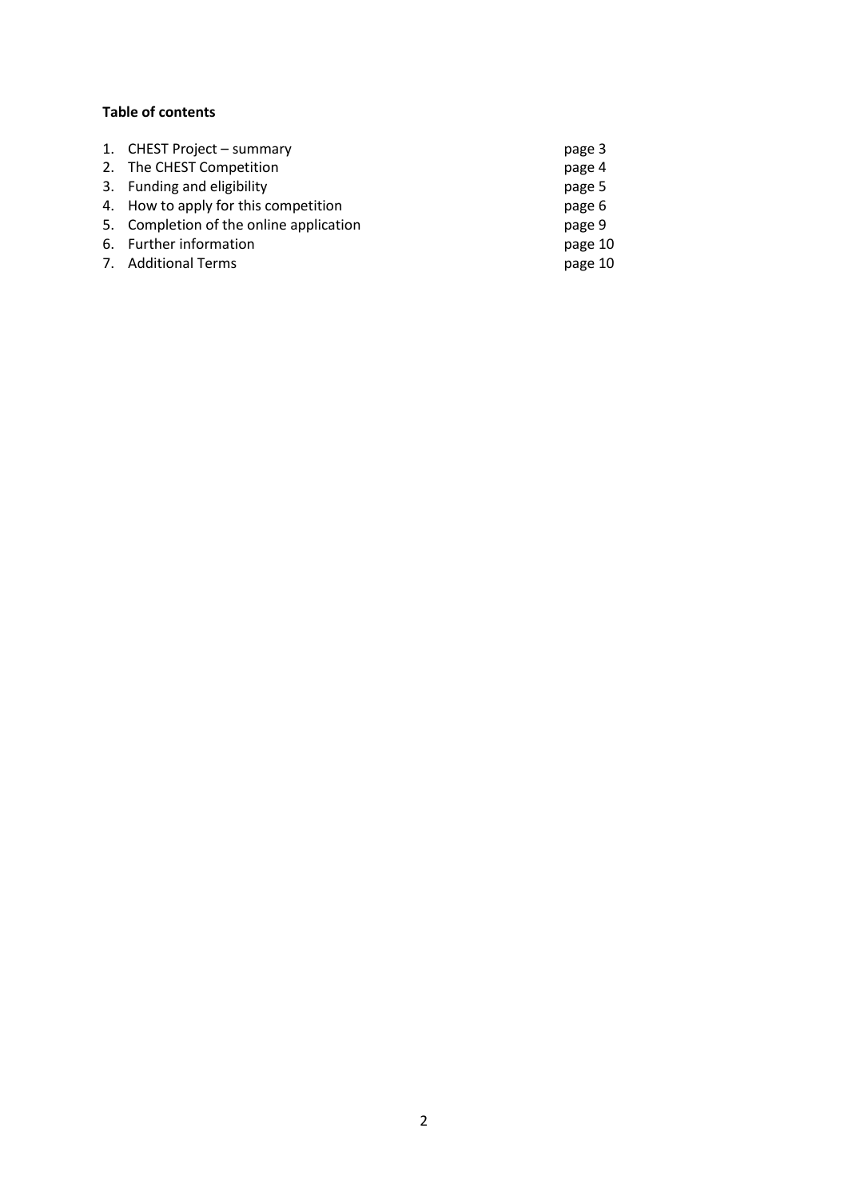**Table of contents**

1. CHEST Project – summary page 3
2. The CHEST Competition page 4
3. Funding and eligibility page 5
4. How to apply for this competition page 6
5. Completion of the online application page 9
6. Further information page 10
7. Additional Terms page 10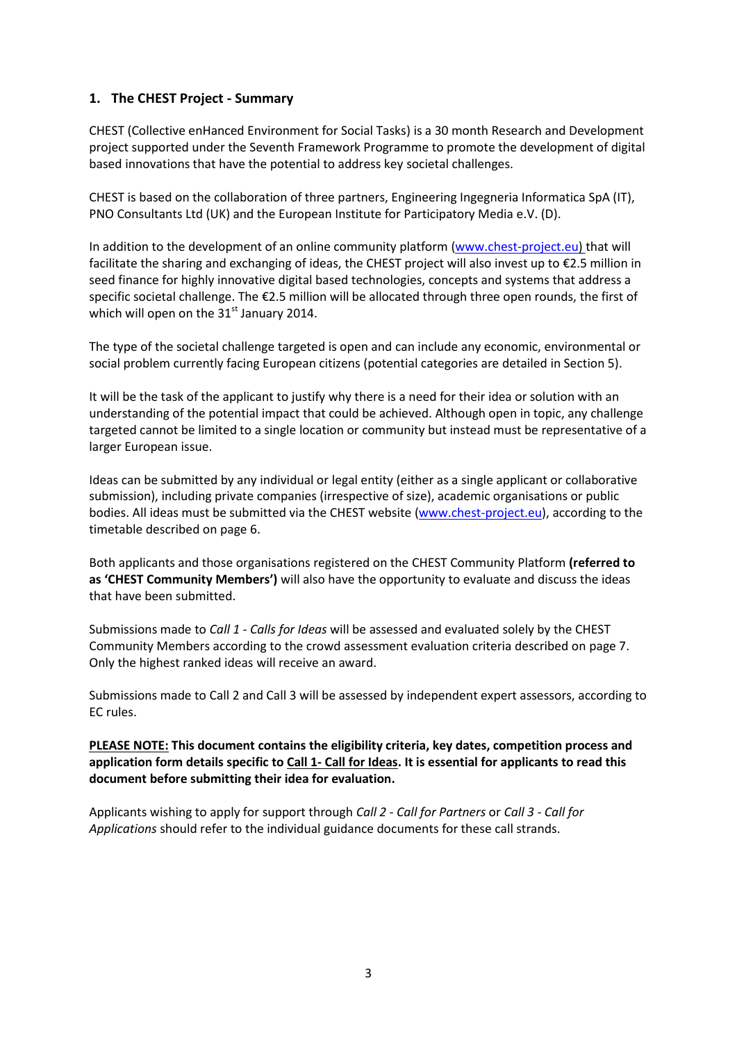## 1. The CHEST Project - Summary

CHEST (Collective enHanced Environment for Social Tasks) is a 30 month Research and Development project supported under the Seventh Framework Programme to promote the development of digital based innovations that have the potential to address key societal challenges.

CHEST is based on the collaboration of three partners, Engineering Ingegneria Informatica SpA (IT), PNO Consultants Ltd (UK) and the European Institute for Participatory Media e.V. (D).

In addition to the development of an online community platform ([www.chest-project.eu](www.chest-project.eu)) that will facilitate the sharing and exchanging of ideas, the CHEST project will also invest up to €2.5 million in seed finance for highly innovative digital based technologies, concepts and systems that address a specific societal challenge. The €2.5 million will be allocated through three open rounds, the first of which will open on the 31st January 2014.

The type of the societal challenge targeted is open and can include any economic, environmental or social problem currently facing European citizens (potential categories are detailed in Section 5).

It will be the task of the applicant to justify why there is a need for their idea or solution with an understanding of the potential impact that could be achieved. Although open in topic, any challenge targeted cannot be limited to a single location or community but instead must be representative of a larger European issue.

Ideas can be submitted by any individual or legal entity (either as a single applicant or collaborative submission), including private companies (irrespective of size), academic organisations or public bodies. All ideas must be submitted via the CHEST website ([www.chest-project.eu](www.chest-project.eu)), according to the timetable described on page 6.

Both applicants and those organisations registered on the CHEST Community Platform **(referred to as 'CHEST Community Members')** will also have the opportunity to evaluate and discuss the ideas that have been submitted.

Submissions made to *Call 1 - Calls for Ideas* will be assessed and evaluated solely by the CHEST Community Members according to the crowd assessment evaluation criteria described on page 7. Only the highest ranked ideas will receive an award.

Submissions made to Call 2 and Call 3 will be assessed by independent expert assessors, according to EC rules.

**PLEASE NOTE: This document contains the eligibility criteria, key dates, competition process and application form details specific to Call 1- Call for Ideas. It is essential for applicants to read this document before submitting their idea for evaluation.**

Applicants wishing to apply for support through *Call 2 - Call for Partners* or *Call 3 - Call for Applications* should refer to the individual guidance documents for these call strands.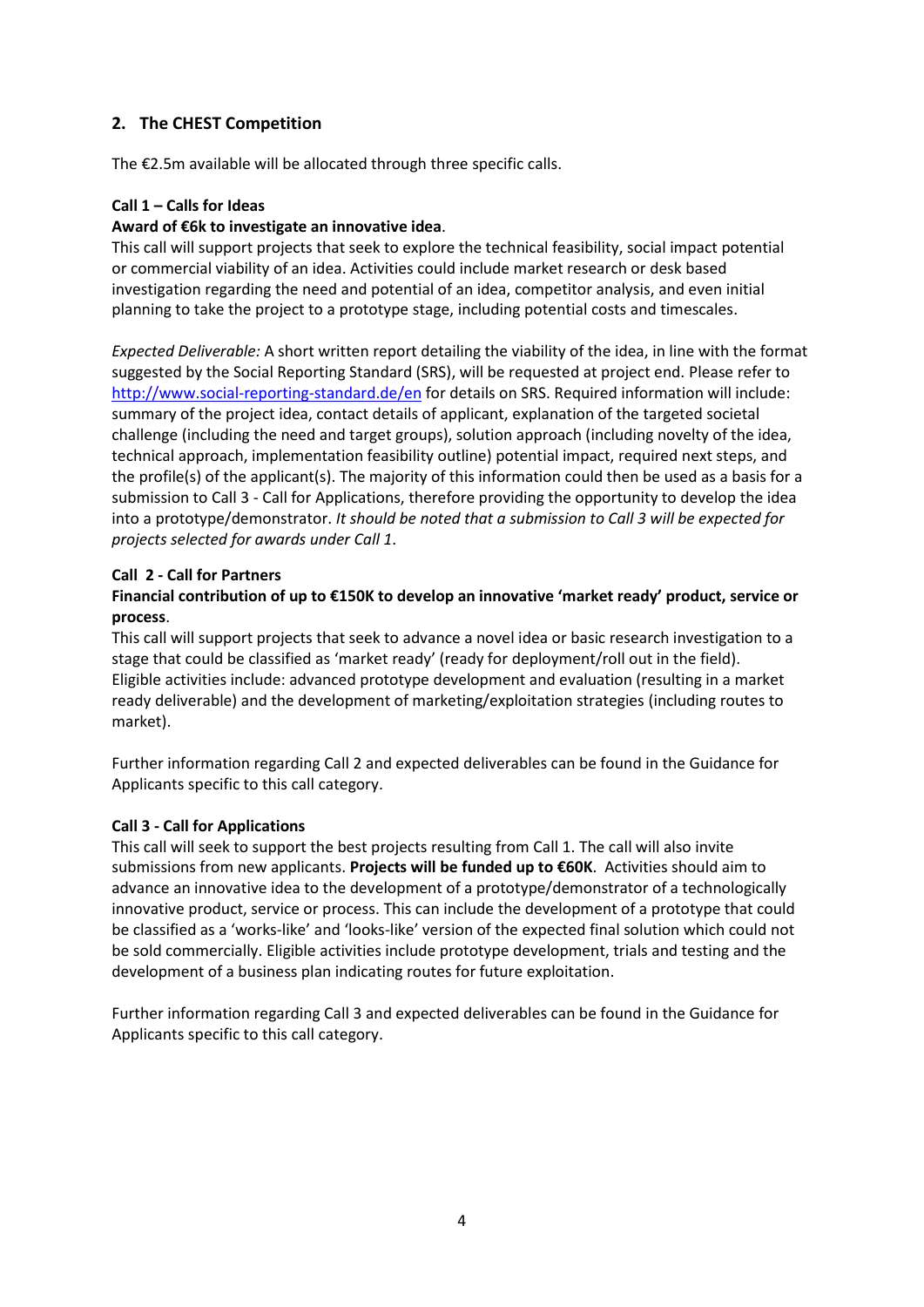## 2. The CHEST Competition

The €2.5m available will be allocated through three specific calls.

**Call 1 – Calls for Ideas**

**Award of €6k to investigate an innovative idea**.

This call will support projects that seek to explore the technical feasibility, social impact potential or commercial viability of an idea. Activities could include market research or desk based investigation regarding the need and potential of an idea, competitor analysis, and even initial planning to take the project to a prototype stage, including potential costs and timescales.

*Expected Deliverable:* A short written report detailing the viability of the idea, in line with the format suggested by the Social Reporting Standard (SRS), will be requested at project end. Please refer to http://www.social-reporting-standard.de/en for details on SRS. Required information will include: summary of the project idea, contact details of applicant, explanation of the targeted societal challenge (including the need and target groups), solution approach (including novelty of the idea, technical approach, implementation feasibility outline) potential impact, required next steps, and the profile(s) of the applicant(s). The majority of this information could then be used as a basis for a submission to Call 3 - Call for Applications, therefore providing the opportunity to develop the idea into a prototype/demonstrator. *It should be noted that a submission to Call 3 will be expected for projects selected for awards under Call 1*.

**Call 2 - Call for Partners**

**Financial contribution of up to €150K to develop an innovative 'market ready' product, service or process**.

This call will support projects that seek to advance a novel idea or basic research investigation to a stage that could be classified as 'market ready' (ready for deployment/roll out in the field). Eligible activities include: advanced prototype development and evaluation (resulting in a market ready deliverable) and the development of marketing/exploitation strategies (including routes to market).

Further information regarding Call 2 and expected deliverables can be found in the Guidance for Applicants specific to this call category.

**Call 3 - Call for Applications**

This call will seek to support the best projects resulting from Call 1. The call will also invite submissions from new applicants. **Projects will be funded up to €60K**. Activities should aim to advance an innovative idea to the development of a prototype/demonstrator of a technologically innovative product, service or process. This can include the development of a prototype that could be classified as a 'works-like' and 'looks-like' version of the expected final solution which could not be sold commercially. Eligible activities include prototype development, trials and testing and the development of a business plan indicating routes for future exploitation.

Further information regarding Call 3 and expected deliverables can be found in the Guidance for Applicants specific to this call category.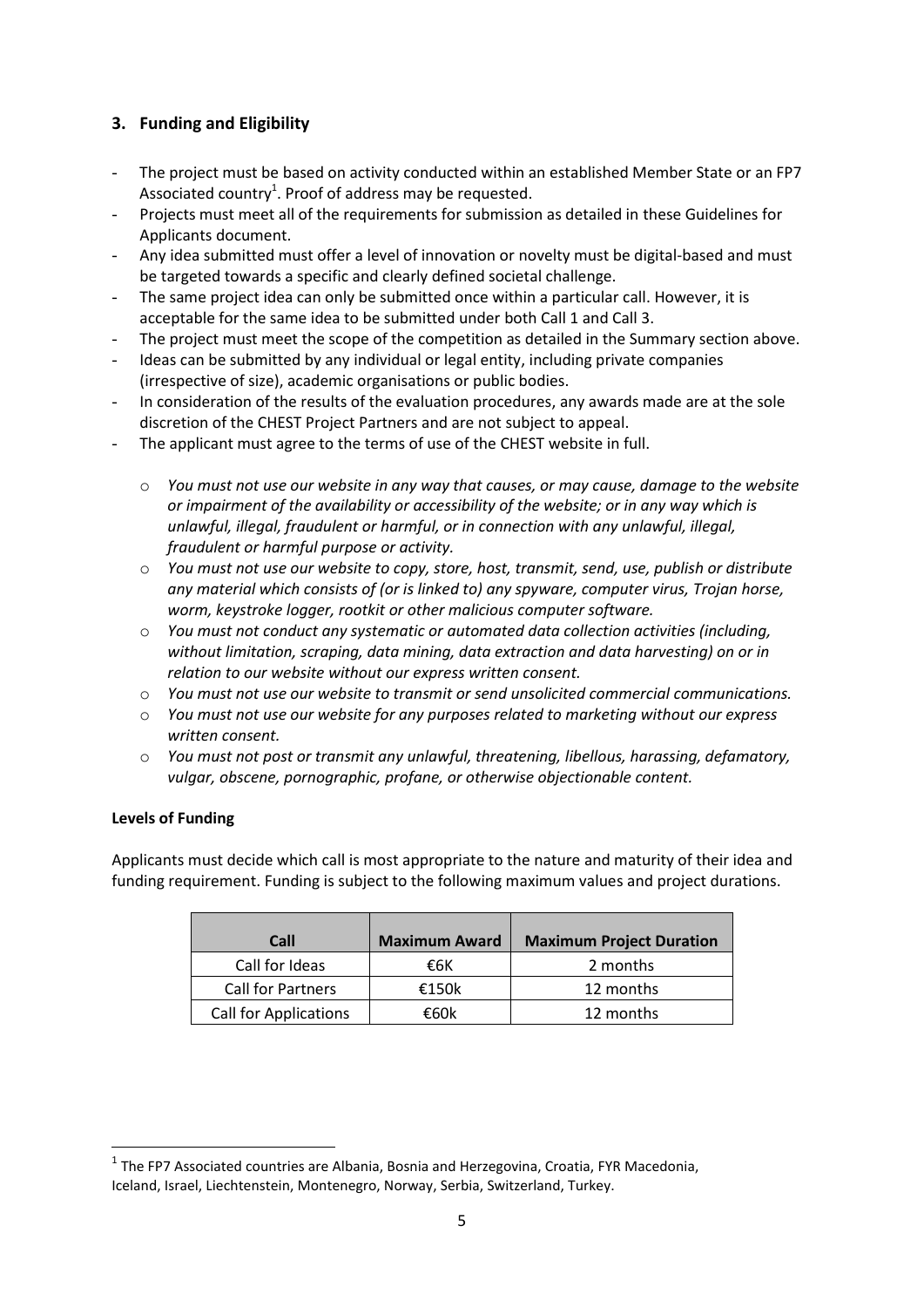## 3. Funding and Eligibility

- The project must be based on activity conducted within an established Member State or an FP7 Associated country[1]. Proof of address may be requested.
- Projects must meet all of the requirements for submission as detailed in these Guidelines for Applicants document.
- Any idea submitted must offer a level of innovation or novelty must be digital-based and must be targeted towards a specific and clearly defined societal challenge.
- The same project idea can only be submitted once within a particular call. However, it is acceptable for the same idea to be submitted under both Call 1 and Call 3.
- The project must meet the scope of the competition as detailed in the Summary section above.
- Ideas can be submitted by any individual or legal entity, including private companies (irrespective of size), academic organisations or public bodies.
- In consideration of the results of the evaluation procedures, any awards made are at the sole discretion of the CHEST Project Partners and are not subject to appeal.
- The applicant must agree to the terms of use of the CHEST website in full.
  - *You must not use our website in any way that causes, or may cause, damage to the website or impairment of the availability or accessibility of the website; or in any way which is unlawful, illegal, fraudulent or harmful, or in connection with any unlawful, illegal, fraudulent or harmful purpose or activity.*
  - *You must not use our website to copy, store, host, transmit, send, use, publish or distribute any material which consists of (or is linked to) any spyware, computer virus, Trojan horse, worm, keystroke logger, rootkit or other malicious computer software.*
  - *You must not conduct any systematic or automated data collection activities (including, without limitation, scraping, data mining, data extraction and data harvesting) on or in relation to our website without our express written consent.*
  - *You must not use our website to transmit or send unsolicited commercial communications.*
  - *You must not use our website for any purposes related to marketing without our express written consent.*
  - *You must not post or transmit any unlawful, threatening, libellous, harassing, defamatory, vulgar, obscene, pornographic, profane, or otherwise objectionable content.*

**Levels of Funding**

Applicants must decide which call is most appropriate to the nature and maturity of their idea and funding requirement. Funding is subject to the following maximum values and project durations.

| Call | Maximum Award | Maximum Project Duration |
|---|---|---|
| Call for Ideas | €6K | 2 months |
| Call for Partners | €150k | 12 months |
| Call for Applications | €60k | 12 months |

[1] The FP7 Associated countries are Albania, Bosnia and Herzegovina, Croatia, FYR Macedonia, Iceland, Israel, Liechtenstein, Montenegro, Norway, Serbia, Switzerland, Turkey.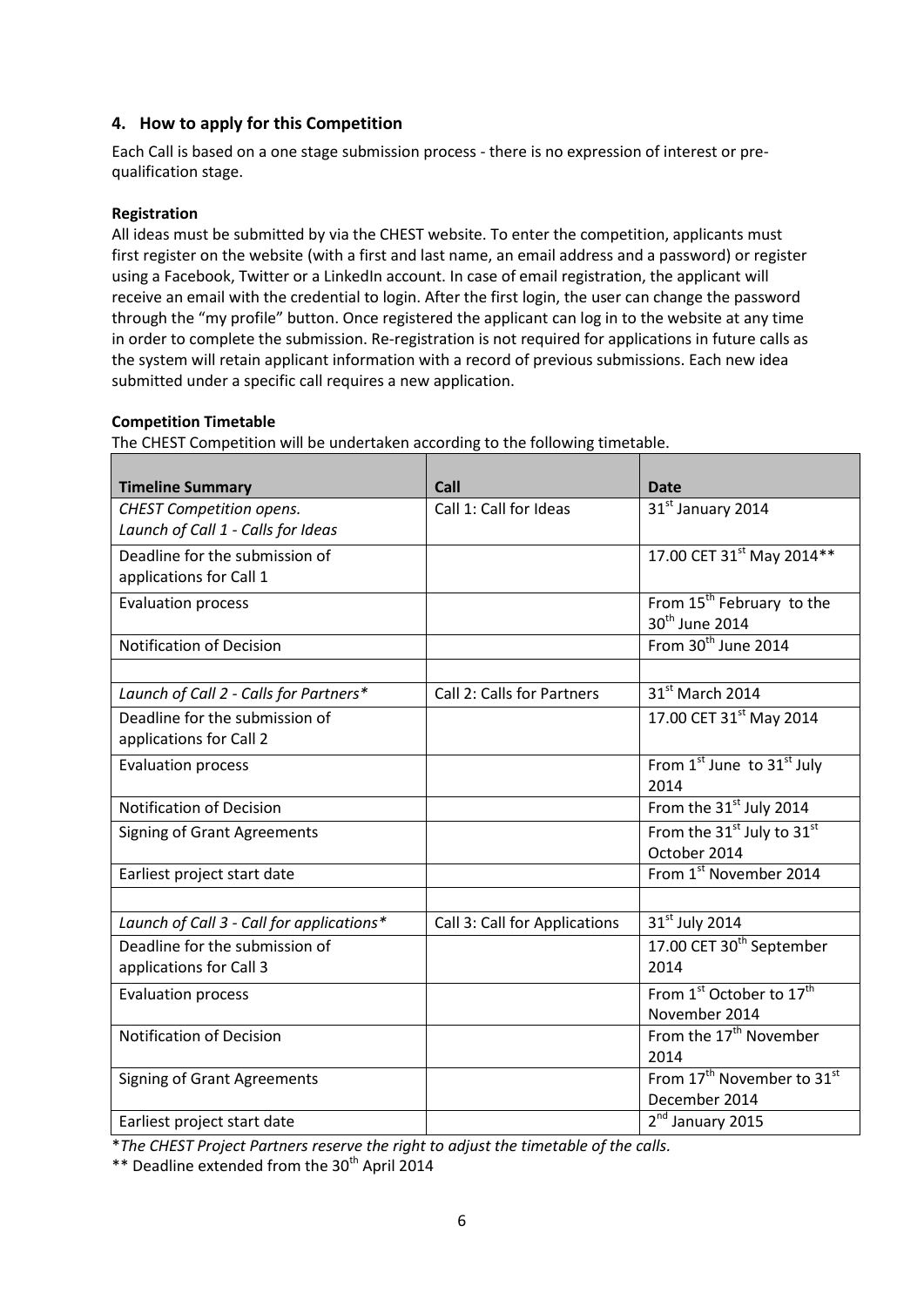## 4. How to apply for this Competition

Each Call is based on a one stage submission process - there is no expression of interest or pre-qualification stage.

**Registration**

All ideas must be submitted by via the CHEST website. To enter the competition, applicants must first register on the website (with a first and last name, an email address and a password) or register using a Facebook, Twitter or a LinkedIn account. In case of email registration, the applicant will receive an email with the credential to login. After the first login, the user can change the password through the "my profile" button. Once registered the applicant can log in to the website at any time in order to complete the submission. Re-registration is not required for applications in future calls as the system will retain applicant information with a record of previous submissions. Each new idea submitted under a specific call requires a new application.

**Competition Timetable**

The CHEST Competition will be undertaken according to the following timetable.

| Timeline Summary | Call | Date |
|---|---|---|
| *CHEST Competition opens. Launch of Call 1 - Calls for Ideas* | Call 1: Call for Ideas | 31st January 2014 |
| Deadline for the submission of applications for Call 1 | | 17.00 CET 31st May 2014** |
| Evaluation process | | From 15th February to the 30th June 2014 |
| Notification of Decision | | From 30th June 2014 |
| | | |
| *Launch of Call 2 - Calls for Partners** | Call 2: Calls for Partners | 31st March 2014 |
| Deadline for the submission of applications for Call 2 | | 17.00 CET 31st May 2014 |
| Evaluation process | | From 1st June to 31st July 2014 |
| Notification of Decision | | From the 31st July 2014 |
| Signing of Grant Agreements | | From the 31st July to 31st October 2014 |
| Earliest project start date | | From 1st November 2014 |
| | | |
| *Launch of Call 3 - Call for applications** | Call 3: Call for Applications | 31st July 2014 |
| Deadline for the submission of applications for Call 3 | | 17.00 CET 30th September 2014 |
| Evaluation process | | From 1st October to 17th November 2014 |
| Notification of Decision | | From the 17th November 2014 |
| Signing of Grant Agreements | | From 17th November to 31st December 2014 |
| Earliest project start date | | 2nd January 2015 |

**The CHEST Project Partners reserve the right to adjust the timetable of the calls.*

** Deadline extended from the 30th April 2014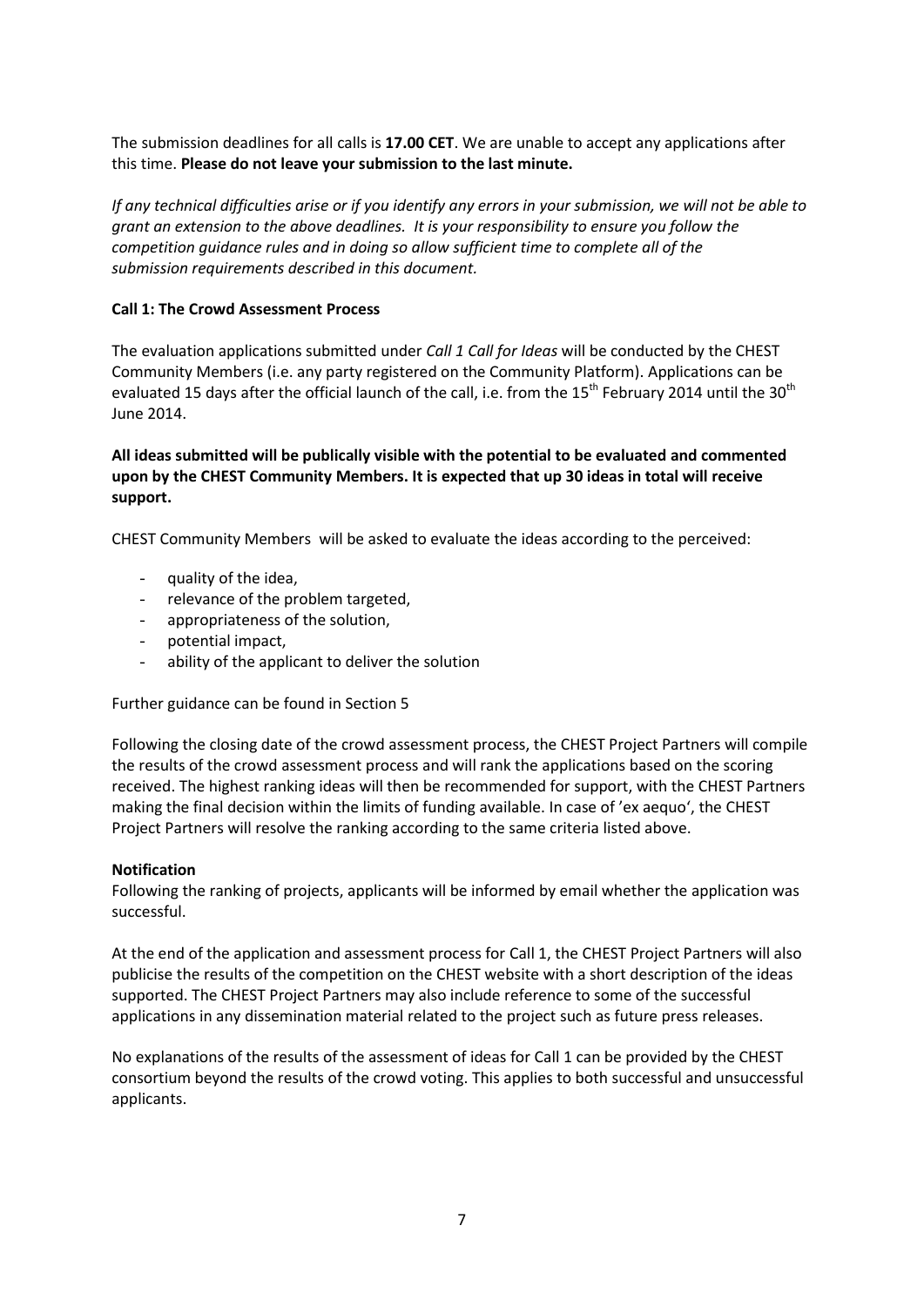The submission deadlines for all calls is **17.00 CET**. We are unable to accept any applications after this time. **Please do not leave your submission to the last minute.**

*If any technical difficulties arise or if you identify any errors in your submission, we will not be able to grant an extension to the above deadlines. It is your responsibility to ensure you follow the competition guidance rules and in doing so allow sufficient time to complete all of the submission requirements described in this document.*

**Call 1: The Crowd Assessment Process**

The evaluation applications submitted under *Call 1 Call for Ideas* will be conducted by the CHEST Community Members (i.e. any party registered on the Community Platform). Applications can be evaluated 15 days after the official launch of the call, i.e. from the 15th February 2014 until the 30th June 2014.

**All ideas submitted will be publically visible with the potential to be evaluated and commented upon by the CHEST Community Members. It is expected that up 30 ideas in total will receive support.**

CHEST Community Members will be asked to evaluate the ideas according to the perceived:

- quality of the idea,
- relevance of the problem targeted,
- appropriateness of the solution,
- potential impact,
- ability of the applicant to deliver the solution

Further guidance can be found in Section 5

Following the closing date of the crowd assessment process, the CHEST Project Partners will compile the results of the crowd assessment process and will rank the applications based on the scoring received. The highest ranking ideas will then be recommended for support, with the CHEST Partners making the final decision within the limits of funding available. In case of 'ex aequo', the CHEST Project Partners will resolve the ranking according to the same criteria listed above.

**Notification**

Following the ranking of projects, applicants will be informed by email whether the application was successful.

At the end of the application and assessment process for Call 1, the CHEST Project Partners will also publicise the results of the competition on the CHEST website with a short description of the ideas supported. The CHEST Project Partners may also include reference to some of the successful applications in any dissemination material related to the project such as future press releases.

No explanations of the results of the assessment of ideas for Call 1 can be provided by the CHEST consortium beyond the results of the crowd voting. This applies to both successful and unsuccessful applicants.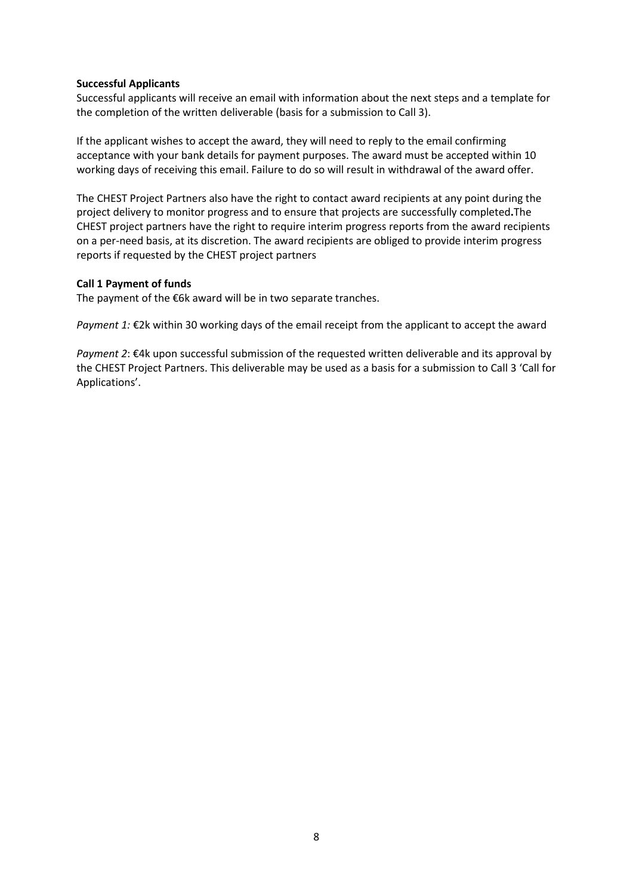**Successful Applicants**

Successful applicants will receive an email with information about the next steps and a template for the completion of the written deliverable (basis for a submission to Call 3).

If the applicant wishes to accept the award, they will need to reply to the email confirming acceptance with your bank details for payment purposes. The award must be accepted within 10 working days of receiving this email. Failure to do so will result in withdrawal of the award offer.

The CHEST Project Partners also have the right to contact award recipients at any point during the project delivery to monitor progress and to ensure that projects are successfully completed**.**The CHEST project partners have the right to require interim progress reports from the award recipients on a per-need basis, at its discretion. The award recipients are obliged to provide interim progress reports if requested by the CHEST project partners

**Call 1 Payment of funds**

The payment of the €6k award will be in two separate tranches.

*Payment 1:* €2k within 30 working days of the email receipt from the applicant to accept the award

*Payment 2*: €4k upon successful submission of the requested written deliverable and its approval by the CHEST Project Partners. This deliverable may be used as a basis for a submission to Call 3 'Call for Applications'.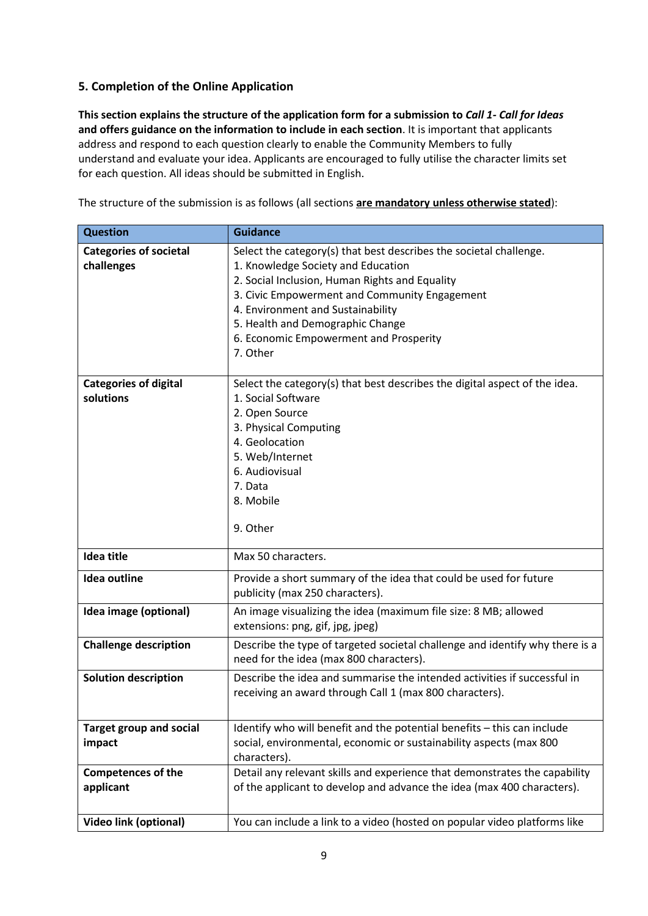## 5. Completion of the Online Application

**This section explains the structure of the application form for a submission to *Call 1- Call for Ideas* and offers guidance on the information to include in each section**. It is important that applicants address and respond to each question clearly to enable the Community Members to fully understand and evaluate your idea. Applicants are encouraged to fully utilise the character limits set for each question. All ideas should be submitted in English.

The structure of the submission is as follows (all sections **are mandatory unless otherwise stated**):

| Question | Guidance |
| --- | --- |
| **Categories of societal challenges** | Select the category(s) that best describes the societal challenge.<br>1. Knowledge Society and Education<br>2. Social Inclusion, Human Rights and Equality<br>3. Civic Empowerment and Community Engagement<br>4. Environment and Sustainability<br>5. Health and Demographic Change<br>6. Economic Empowerment and Prosperity<br>7. Other |
| **Categories of digital solutions** | Select the category(s) that best describes the digital aspect of the idea.<br>1. Social Software<br>2. Open Source<br>3. Physical Computing<br>4. Geolocation<br>5. Web/Internet<br>6. Audiovisual<br>7. Data<br>8. Mobile<br>9. Other |
| **Idea title** | Max 50 characters. |
| **Idea outline** | Provide a short summary of the idea that could be used for future publicity (max 250 characters). |
| **Idea image (optional)** | An image visualizing the idea (maximum file size: 8 MB; allowed extensions: png, gif, jpg, jpeg) |
| **Challenge description** | Describe the type of targeted societal challenge and identify why there is a need for the idea (max 800 characters). |
| **Solution description** | Describe the idea and summarise the intended activities if successful in receiving an award through Call 1 (max 800 characters). |
| **Target group and social impact** | Identify who will benefit and the potential benefits – this can include social, environmental, economic or sustainability aspects (max 800 characters). |
| **Competences of the applicant** | Detail any relevant skills and experience that demonstrates the capability of the applicant to develop and advance the idea (max 400 characters). |
| **Video link (optional)** | You can include a link to a video (hosted on popular video platforms like |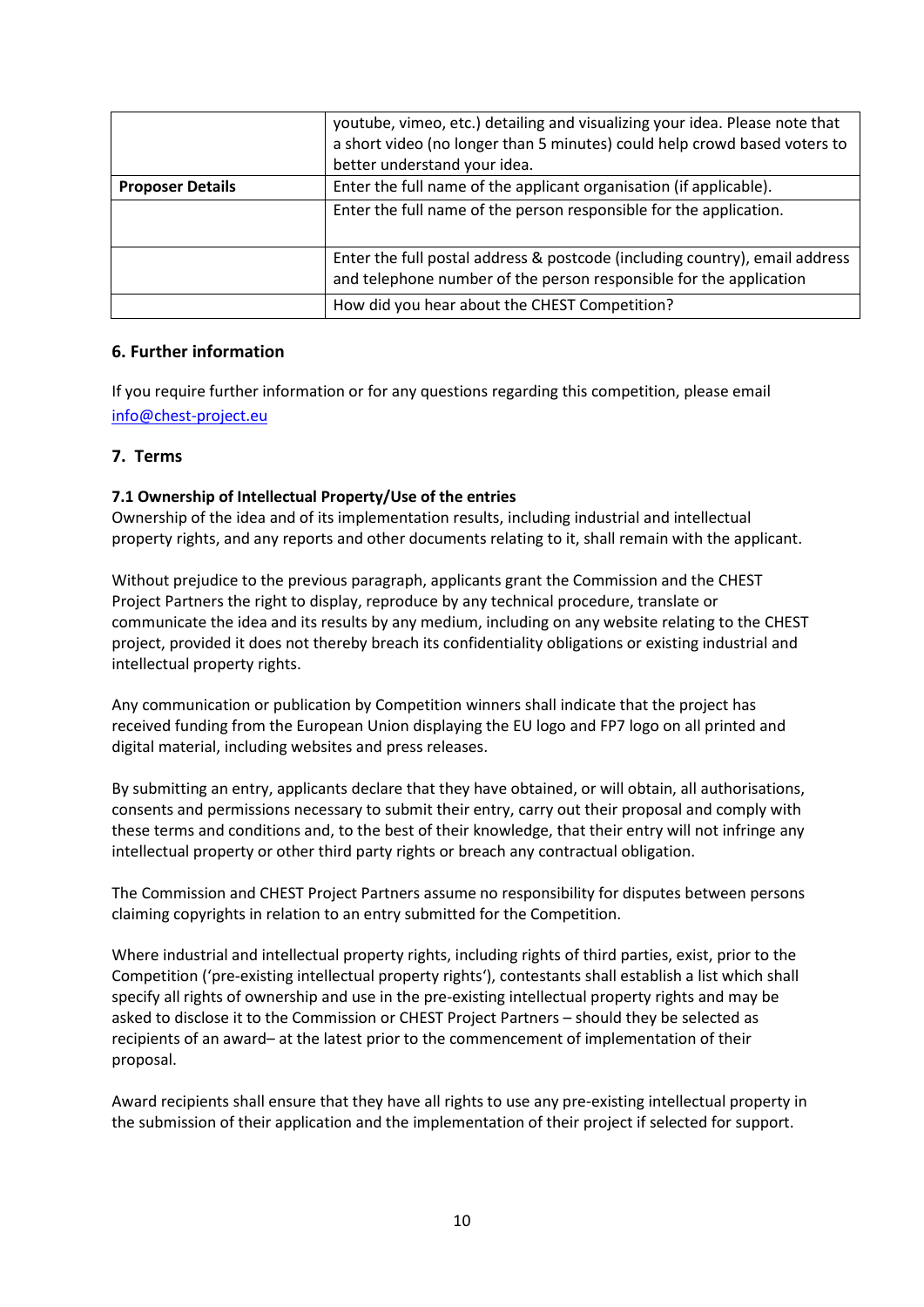| | |
|---|---|
| | youtube, vimeo, etc.) detailing and visualizing your idea. Please note that a short video (no longer than 5 minutes) could help crowd based voters to better understand your idea. |
| **Proposer Details** | Enter the full name of the applicant organisation (if applicable). |
| | Enter the full name of the person responsible for the application. |
| | Enter the full postal address & postcode (including country), email address and telephone number of the person responsible for the application |
| | How did you hear about the CHEST Competition? |

## 6. Further information

If you require further information or for any questions regarding this competition, please email info@chest-project.eu

## 7. Terms

### 7.1 Ownership of Intellectual Property/Use of the entries

Ownership of the idea and of its implementation results, including industrial and intellectual property rights, and any reports and other documents relating to it, shall remain with the applicant.

Without prejudice to the previous paragraph, applicants grant the Commission and the CHEST Project Partners the right to display, reproduce by any technical procedure, translate or communicate the idea and its results by any medium, including on any website relating to the CHEST project, provided it does not thereby breach its confidentiality obligations or existing industrial and intellectual property rights.

Any communication or publication by Competition winners shall indicate that the project has received funding from the European Union displaying the EU logo and FP7 logo on all printed and digital material, including websites and press releases.

By submitting an entry, applicants declare that they have obtained, or will obtain, all authorisations, consents and permissions necessary to submit their entry, carry out their proposal and comply with these terms and conditions and, to the best of their knowledge, that their entry will not infringe any intellectual property or other third party rights or breach any contractual obligation.

The Commission and CHEST Project Partners assume no responsibility for disputes between persons claiming copyrights in relation to an entry submitted for the Competition.

Where industrial and intellectual property rights, including rights of third parties, exist, prior to the Competition ('pre-existing intellectual property rights'), contestants shall establish a list which shall specify all rights of ownership and use in the pre-existing intellectual property rights and may be asked to disclose it to the Commission or CHEST Project Partners – should they be selected as recipients of an award– at the latest prior to the commencement of implementation of their proposal.

Award recipients shall ensure that they have all rights to use any pre-existing intellectual property in the submission of their application and the implementation of their project if selected for support.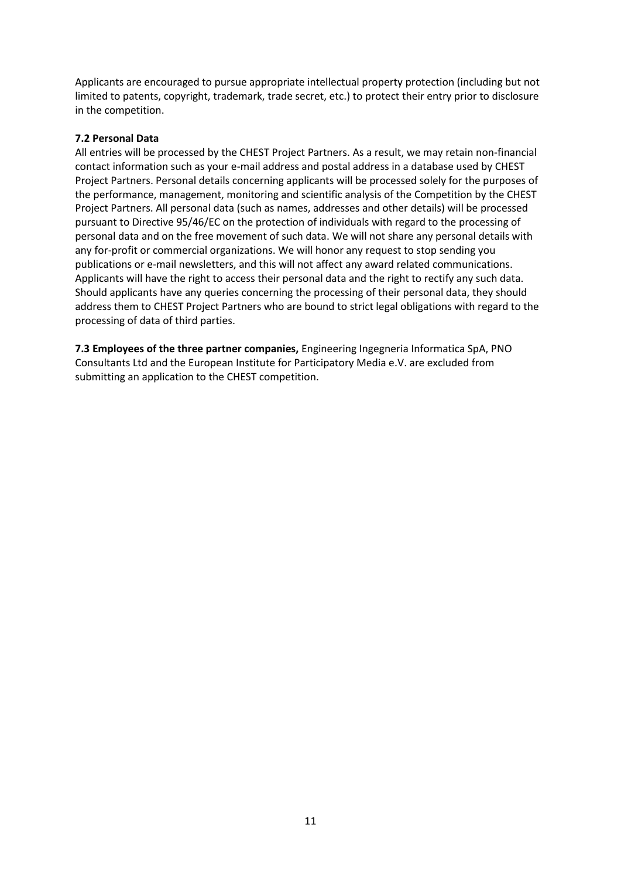Applicants are encouraged to pursue appropriate intellectual property protection (including but not limited to patents, copyright, trademark, trade secret, etc.) to protect their entry prior to disclosure in the competition.

**7.2 Personal Data**

All entries will be processed by the CHEST Project Partners. As a result, we may retain non-financial contact information such as your e-mail address and postal address in a database used by CHEST Project Partners. Personal details concerning applicants will be processed solely for the purposes of the performance, management, monitoring and scientific analysis of the Competition by the CHEST Project Partners. All personal data (such as names, addresses and other details) will be processed pursuant to Directive 95/46/EC on the protection of individuals with regard to the processing of personal data and on the free movement of such data. We will not share any personal details with any for-profit or commercial organizations. We will honor any request to stop sending you publications or e-mail newsletters, and this will not affect any award related communications. Applicants will have the right to access their personal data and the right to rectify any such data. Should applicants have any queries concerning the processing of their personal data, they should address them to CHEST Project Partners who are bound to strict legal obligations with regard to the processing of data of third parties.

**7.3 Employees of the three partner companies,** Engineering Ingegneria Informatica SpA, PNO Consultants Ltd and the European Institute for Participatory Media e.V. are excluded from submitting an application to the CHEST competition.